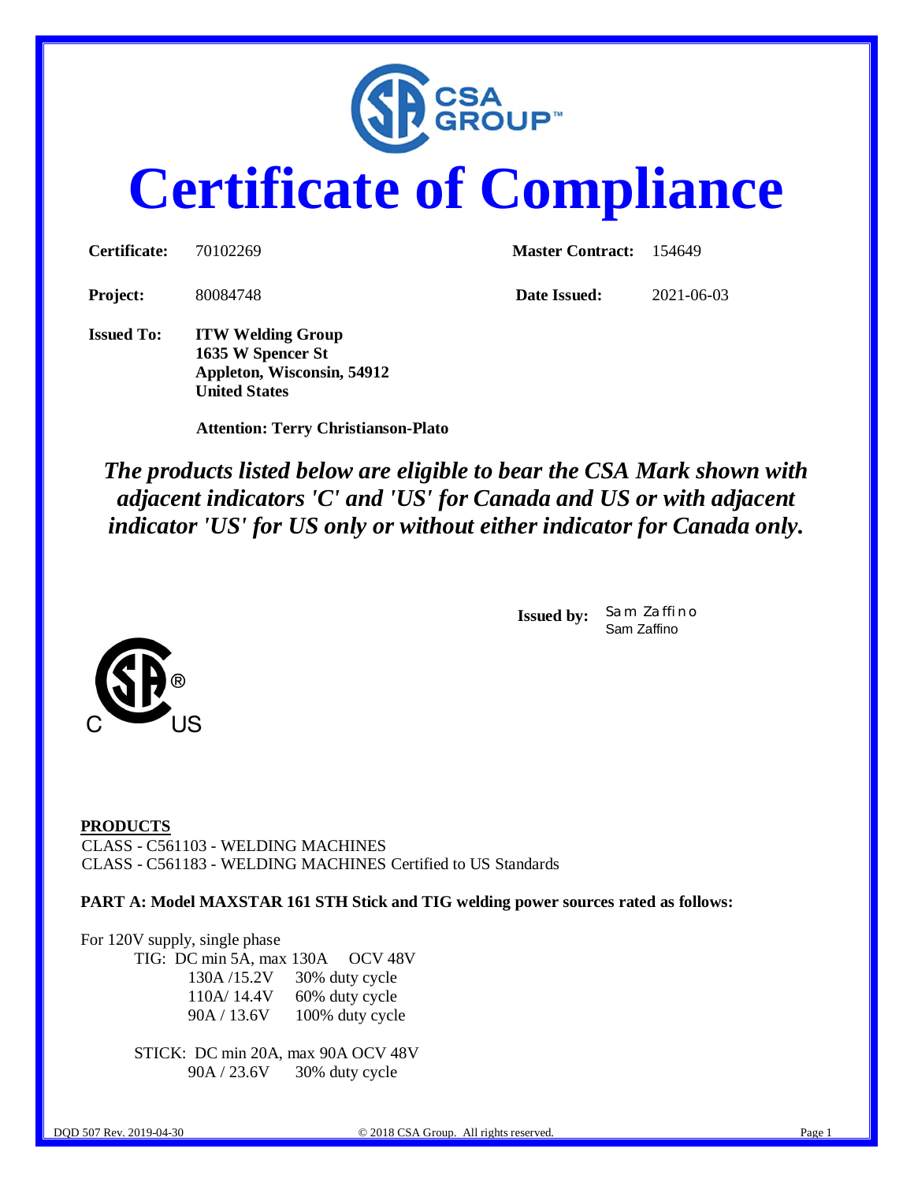# Certificate of Compliance

| | | | |
|---|---|---|---|
| **Certificate:** | 70102269 | **Master Contract:** | 154649 |
| **Project:** | 80084748 | **Date Issued:** | 2021-06-03 |

**Issued To:** **ITW Welding Group**
**1635 W Spencer St**
**Appleton, Wisconsin, 54912**
**United States**

**Attention: Terry Christianson-Plato**

***The products listed below are eligible to bear the CSA Mark shown with adjacent indicators 'C' and 'US' for Canada and US or with adjacent indicator 'US' for US only or without either indicator for Canada only.***

**Issued by:** Sam Zaffino
Sam Zaffino

**PRODUCTS**

CLASS - C561103 - WELDING MACHINES
CLASS - C561183 - WELDING MACHINES Certified to US Standards

**PART A: Model MAXSTAR 161 STH Stick and TIG welding power sources rated as follows:**

For 120V supply, single phase

TIG: DC min 5A, max 130A OCV 48V

| | |
|---|---|
| 130A /15.2V | 30% duty cycle |
| 110A/ 14.4V | 60% duty cycle |
| 90A / 13.6V | 100% duty cycle |

STICK: DC min 20A, max 90A OCV 48V

| | |
|---|---|
| 90A / 23.6V | 30% duty cycle |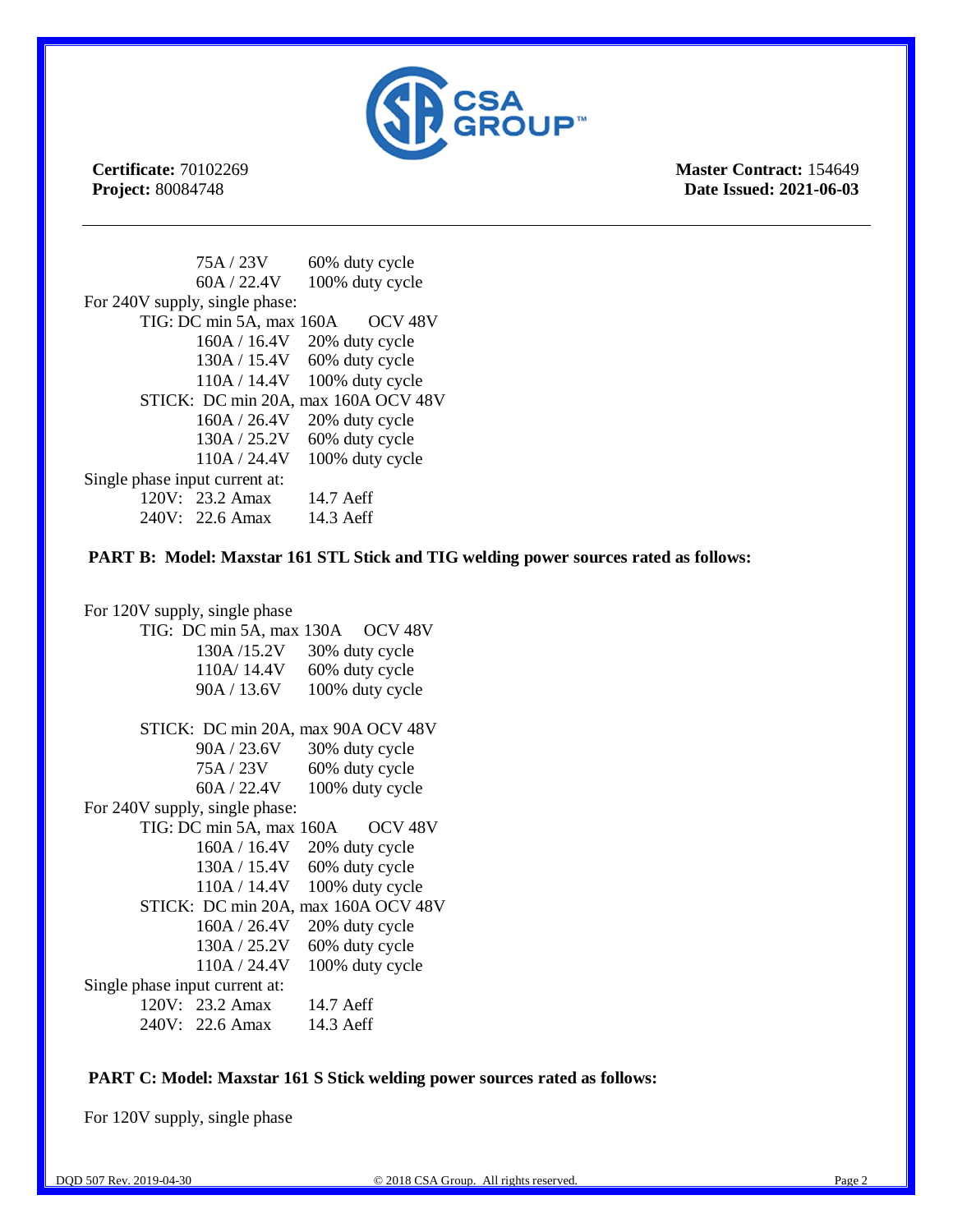| | |
|---|---|
| 75A / 23V | 60% duty cycle |
| 60A / 22.4V | 100% duty cycle |

For 240V supply, single phase:

TIG: DC min 5A, max 160A OCV 48V

| | |
|---|---|
| 160A / 16.4V | 20% duty cycle |
| 130A / 15.4V | 60% duty cycle |
| 110A / 14.4V | 100% duty cycle |

STICK: DC min 20A, max 160A OCV 48V

| | |
|---|---|
| 160A / 26.4V | 20% duty cycle |
| 130A / 25.2V | 60% duty cycle |
| 110A / 24.4V | 100% duty cycle |

Single phase input current at:

| | | |
|---|---|---|
| 120V: | 23.2 Amax | 14.7 Aeff |
| 240V: | 22.6 Amax | 14.3 Aeff |

**PART B: Model: Maxstar 161 STL Stick and TIG welding power sources rated as follows:**

For 120V supply, single phase

TIG: DC min 5A, max 130A OCV 48V

| | |
|---|---|
| 130A /15.2V | 30% duty cycle |
| 110A/ 14.4V | 60% duty cycle |
| 90A / 13.6V | 100% duty cycle |

STICK: DC min 20A, max 90A OCV 48V

| | |
|---|---|
| 90A / 23.6V | 30% duty cycle |
| 75A / 23V | 60% duty cycle |
| 60A / 22.4V | 100% duty cycle |

For 240V supply, single phase:

TIG: DC min 5A, max 160A OCV 48V

| | |
|---|---|
| 160A / 16.4V | 20% duty cycle |
| 130A / 15.4V | 60% duty cycle |
| 110A / 14.4V | 100% duty cycle |

STICK: DC min 20A, max 160A OCV 48V

| | |
|---|---|
| 160A / 26.4V | 20% duty cycle |
| 130A / 25.2V | 60% duty cycle |
| 110A / 24.4V | 100% duty cycle |

Single phase input current at:

| | | |
|---|---|---|
| 120V: | 23.2 Amax | 14.7 Aeff |
| 240V: | 22.6 Amax | 14.3 Aeff |

**PART C: Model: Maxstar 161 S Stick welding power sources rated as follows:**

For 120V supply, single phase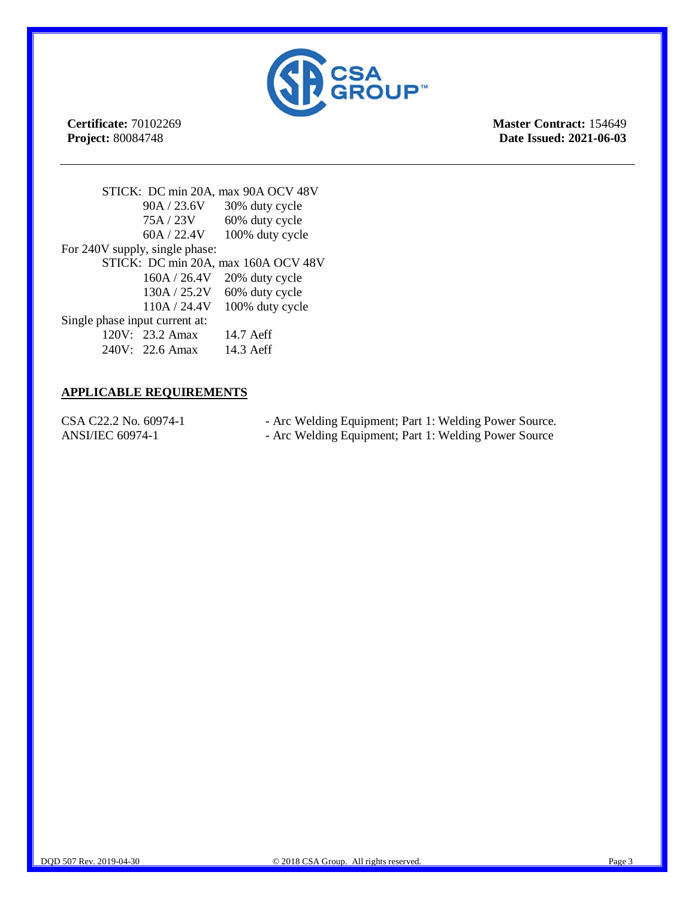**Certificate:** 70102269
**Project:** 80084748

**Master Contract:** 154649
**Date Issued: 2021-06-03**

STICK: DC min 20A, max 90A OCV 48V

| | |
|---|---|
| 90A / 23.6V | 30% duty cycle |
| 75A / 23V | 60% duty cycle |
| 60A / 22.4V | 100% duty cycle |

For 240V supply, single phase:

STICK: DC min 20A, max 160A OCV 48V

| | |
|---|---|
| 160A / 26.4V | 20% duty cycle |
| 130A / 25.2V | 60% duty cycle |
| 110A / 24.4V | 100% duty cycle |

Single phase input current at:

| | | |
|---|---|---|
| 120V: | 23.2 Amax | 14.7 Aeff |
| 240V: | 22.6 Amax | 14.3 Aeff |

## APPLICABLE REQUIREMENTS

| | |
|---|---|
| CSA C22.2 No. 60974-1 | - Arc Welding Equipment; Part 1: Welding Power Source. |
| ANSI/IEC 60974-1 | - Arc Welding Equipment; Part 1: Welding Power Source |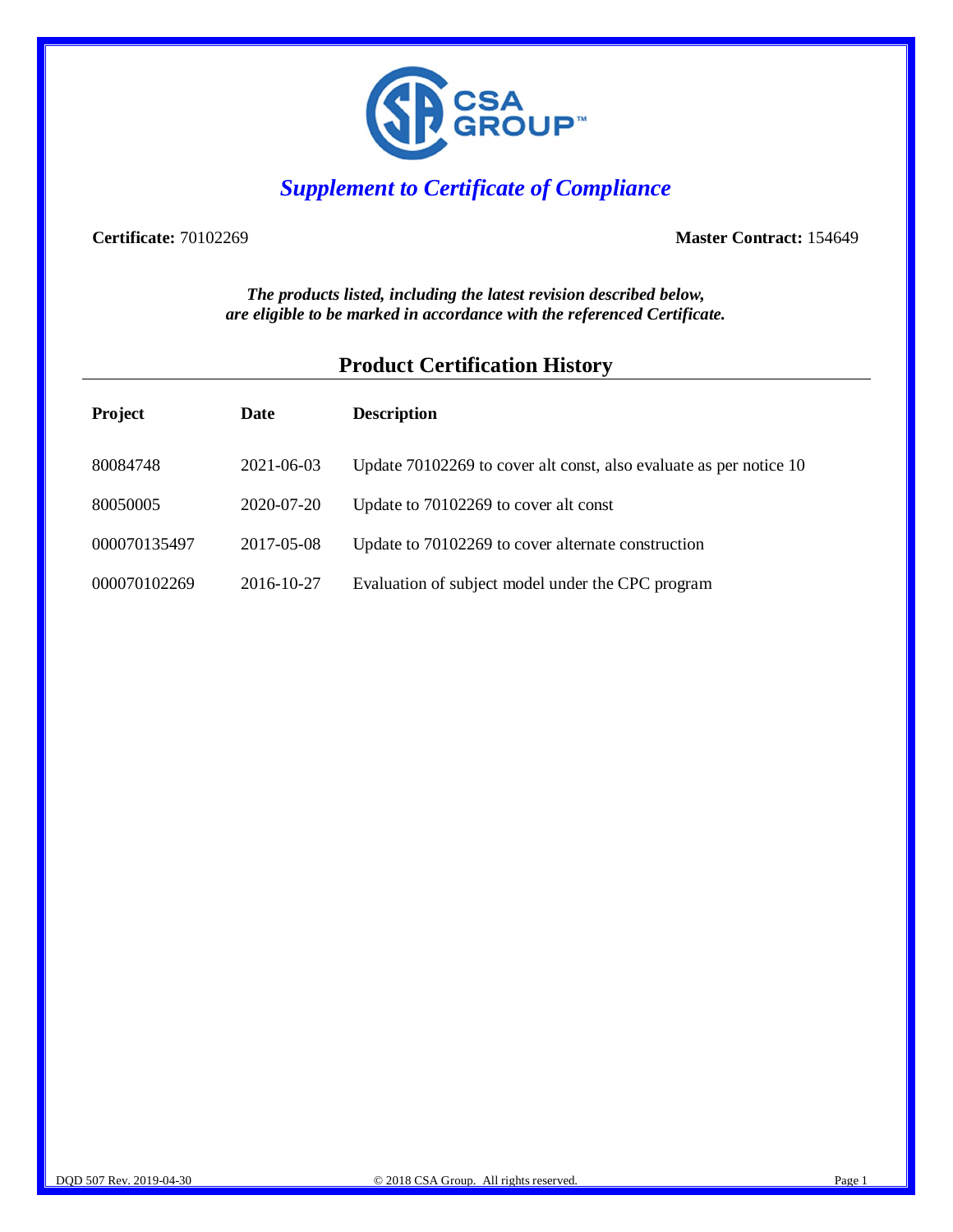# *Supplement to Certificate of Compliance*

**Certificate:** 70102269 **Master Contract:** 154649

***The products listed, including the latest revision described below, are eligible to be marked in accordance with the referenced Certificate.***

## Product Certification History

| Project | Date | Description |
|---|---|---|
| 80084748 | 2021-06-03 | Update 70102269 to cover alt const, also evaluate as per notice 10 |
| 80050005 | 2020-07-20 | Update to 70102269 to cover alt const |
| 000070135497 | 2017-05-08 | Update to 70102269 to cover alternate construction |
| 000070102269 | 2016-10-27 | Evaluation of subject model under the CPC program |